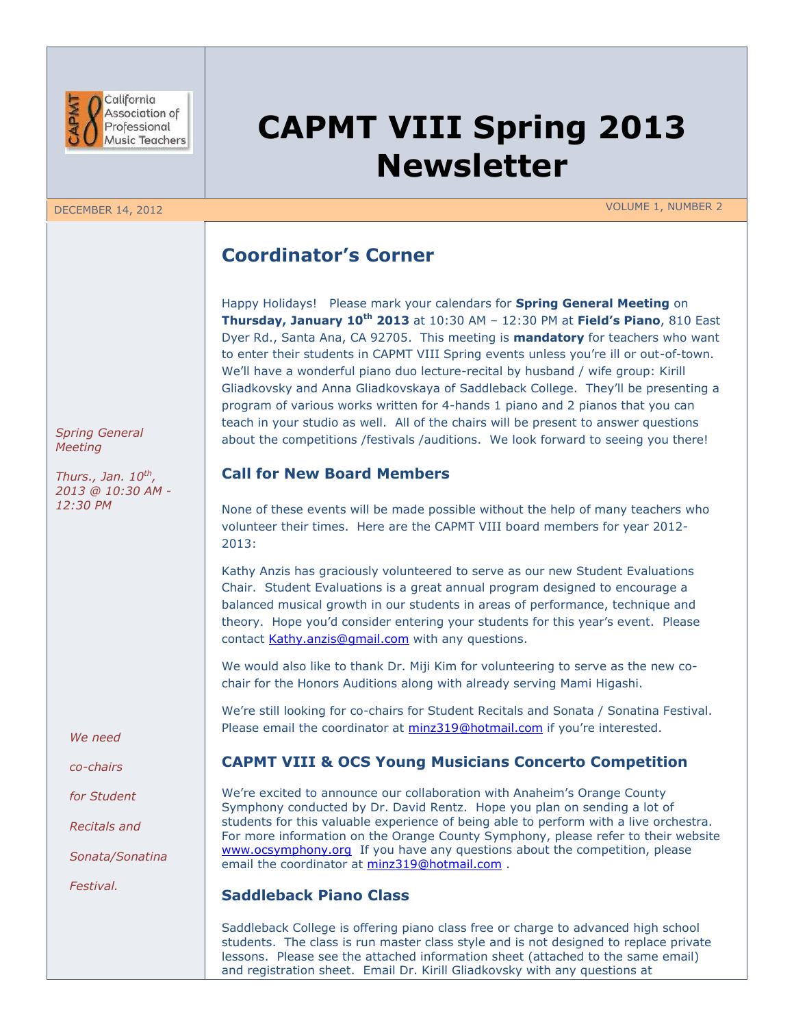# CAPMT VIII Spring 2013 Newsletter

DECEMBER 14, 2012 VOLUME 1, NUMBER 2

## Coordinator's Corner

Happy Holidays! Please mark your calendars for **Spring General Meeting** on **Thursday, January 10th 2013** at 10:30 AM – 12:30 PM at **Field's Piano**, 810 East Dyer Rd., Santa Ana, CA 92705. This meeting is **mandatory** for teachers who want to enter their students in CAPMT VIII Spring events unless you're ill or out-of-town. We'll have a wonderful piano duo lecture-recital by husband / wife group: Kirill Gliadkovsky and Anna Gliadkovskaya of Saddleback College. They'll be presenting a program of various works written for 4-hands 1 piano and 2 pianos that you can teach in your studio as well. All of the chairs will be present to answer questions about the competitions /festivals /auditions. We look forward to seeing you there!

*Spring General Meeting*

*Thurs., Jan. 10th, 2013 @ 10:30 AM - 12:30 PM*

### Call for New Board Members

None of these events will be made possible without the help of many teachers who volunteer their times. Here are the CAPMT VIII board members for year 2012-2013:

Kathy Anzis has graciously volunteered to serve as our new Student Evaluations Chair. Student Evaluations is a great annual program designed to encourage a balanced musical growth in our students in areas of performance, technique and theory. Hope you'd consider entering your students for this year's event. Please contact Kathy.anzis@gmail.com with any questions.

We would also like to thank Dr. Miji Kim for volunteering to serve as the new co-chair for the Honors Auditions along with already serving Mami Higashi.

We're still looking for co-chairs for Student Recitals and Sonata / Sonatina Festival. Please email the coordinator at minz319@hotmail.com if you're interested.

*We need co-chairs for Student Recitals and Sonata/Sonatina Festival.*

### CAPMT VIII & OCS Young Musicians Concerto Competition

We're excited to announce our collaboration with Anaheim's Orange County Symphony conducted by Dr. David Rentz. Hope you plan on sending a lot of students for this valuable experience of being able to perform with a live orchestra. For more information on the Orange County Symphony, please refer to their website www.ocsymphony.org If you have any questions about the competition, please email the coordinator at minz319@hotmail.com .

### Saddleback Piano Class

Saddleback College is offering piano class free or charge to advanced high school students. The class is run master class style and is not designed to replace private lessons. Please see the attached information sheet (attached to the same email) and registration sheet. Email Dr. Kirill Gliadkovsky with any questions at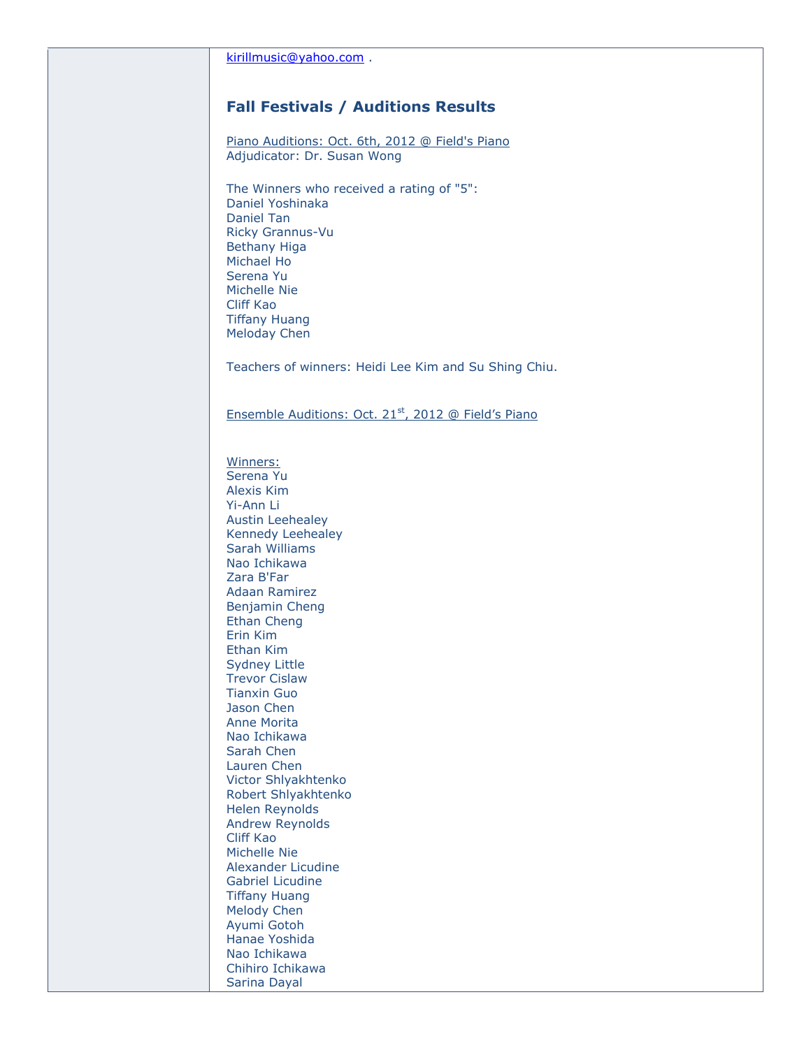kirillmusic@yahoo.com .

## Fall Festivals / Auditions Results

Piano Auditions: Oct. 6th, 2012 @ Field's Piano
Adjudicator: Dr. Susan Wong

The Winners who received a rating of "5":
Daniel Yoshinaka
Daniel Tan
Ricky Grannus-Vu
Bethany Higa
Michael Ho
Serena Yu
Michelle Nie
Cliff Kao
Tiffany Huang
Meloday Chen

Teachers of winners: Heidi Lee Kim and Su Shing Chiu.

Ensemble Auditions: Oct. 21st, 2012 @ Field's Piano

Winners:
Serena Yu
Alexis Kim
Yi-Ann Li
Austin Leehealey
Kennedy Leehealey
Sarah Williams
Nao Ichikawa
Zara B'Far
Adaan Ramirez
Benjamin Cheng
Ethan Cheng
Erin Kim
Ethan Kim
Sydney Little
Trevor Cislaw
Tianxin Guo
Jason Chen
Anne Morita
Nao Ichikawa
Sarah Chen
Lauren Chen
Victor Shlyakhtenko
Robert Shlyakhtenko
Helen Reynolds
Andrew Reynolds
Cliff Kao
Michelle Nie
Alexander Licudine
Gabriel Licudine
Tiffany Huang
Melody Chen
Ayumi Gotoh
Hanae Yoshida
Nao Ichikawa
Chihiro Ichikawa
Sarina Dayal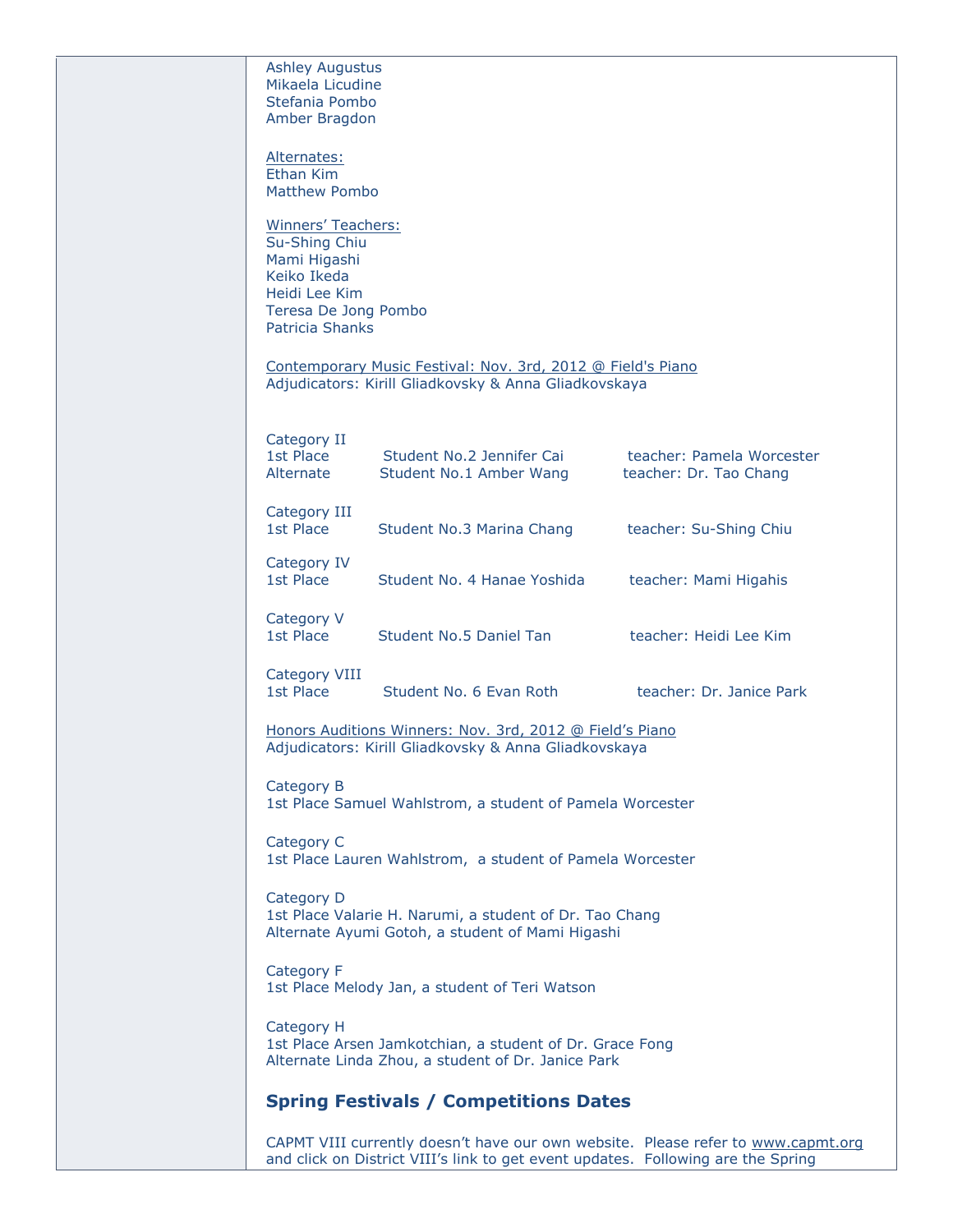Ashley Augustus
Mikaela Licudine
Stefania Pombo
Amber Bragdon

Alternates:
Ethan Kim
Matthew Pombo

Winners' Teachers:
Su-Shing Chiu
Mami Higashi
Keiko Ikeda
Heidi Lee Kim
Teresa De Jong Pombo
Patricia Shanks

Contemporary Music Festival: Nov. 3rd, 2012 @ Field's Piano
Adjudicators: Kirill Gliadkovsky & Anna Gliadkovskaya

Category II
1st Place Student No.2 Jennifer Cai teacher: Pamela Worcester
Alternate Student No.1 Amber Wang teacher: Dr. Tao Chang

Category III
1st Place Student No.3 Marina Chang teacher: Su-Shing Chiu

Category IV
1st Place Student No. 4 Hanae Yoshida teacher: Mami Higahis

Category V
1st Place Student No.5 Daniel Tan teacher: Heidi Lee Kim

Category VIII
1st Place Student No. 6 Evan Roth teacher: Dr. Janice Park

Honors Auditions Winners: Nov. 3rd, 2012 @ Field's Piano
Adjudicators: Kirill Gliadkovsky & Anna Gliadkovskaya

Category B
1st Place Samuel Wahlstrom, a student of Pamela Worcester

Category C
1st Place Lauren Wahlstrom, a student of Pamela Worcester

Category D
1st Place Valarie H. Narumi, a student of Dr. Tao Chang
Alternate Ayumi Gotoh, a student of Mami Higashi

Category F
1st Place Melody Jan, a student of Teri Watson

Category H
1st Place Arsen Jamkotchian, a student of Dr. Grace Fong
Alternate Linda Zhou, a student of Dr. Janice Park

## Spring Festivals / Competitions Dates

CAPMT VIII currently doesn't have our own website. Please refer to www.capmt.org and click on District VIII's link to get event updates. Following are the Spring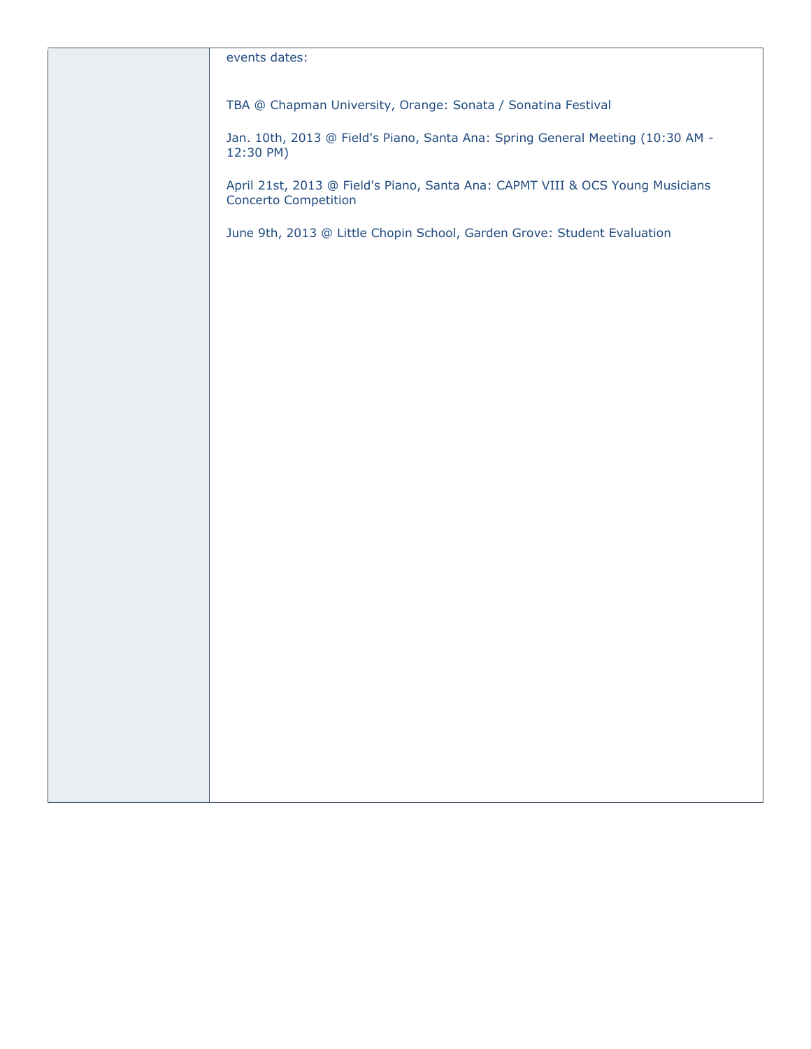events dates:

TBA @ Chapman University, Orange: Sonata / Sonatina Festival

Jan. 10th, 2013 @ Field's Piano, Santa Ana: Spring General Meeting (10:30 AM - 12:30 PM)

April 21st, 2013 @ Field's Piano, Santa Ana: CAPMT VIII & OCS Young Musicians Concerto Competition

June 9th, 2013 @ Little Chopin School, Garden Grove: Student Evaluation